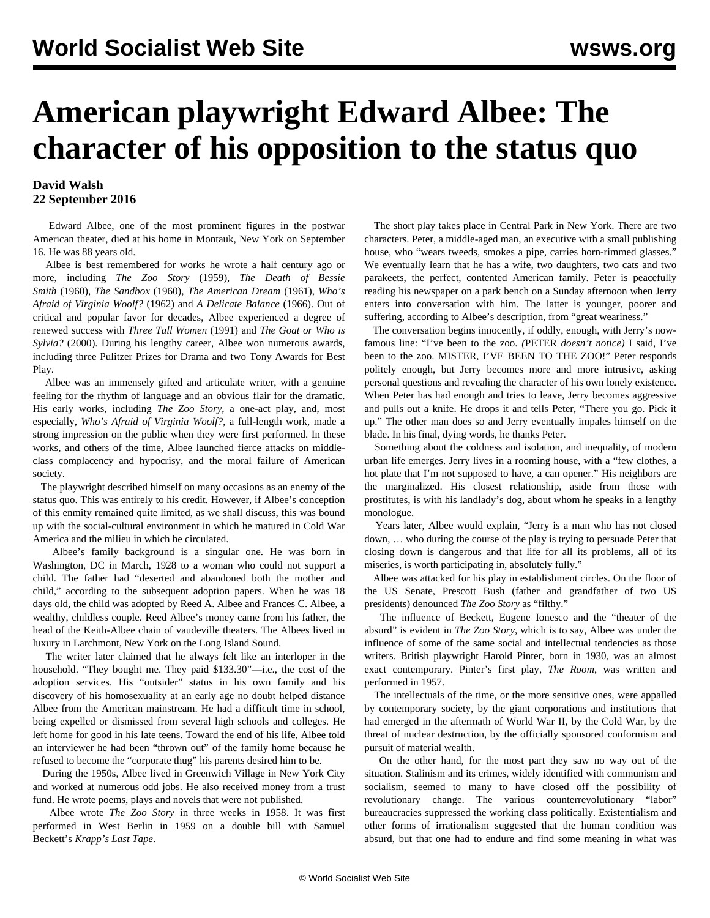# American playwright Edward Albee: The character of his opposition to the status quo

**David Walsh**
**22 September 2016**

Edward Albee, one of the most prominent figures in the postwar American theater, died at his home in Montauk, New York on September 16. He was 88 years old.

Albee is best remembered for works he wrote a half century ago or more, including *The Zoo Story* (1959), *The Death of Bessie Smith* (1960), *The Sandbox* (1960), *The American Dream* (1961), *Who's Afraid of Virginia Woolf?* (1962) and *A Delicate Balance* (1966). Out of critical and popular favor for decades, Albee experienced a degree of renewed success with *Three Tall Women* (1991) and *The Goat or Who is Sylvia?* (2000). During his lengthy career, Albee won numerous awards, including three Pulitzer Prizes for Drama and two Tony Awards for Best Play.

Albee was an immensely gifted and articulate writer, with a genuine feeling for the rhythm of language and an obvious flair for the dramatic. His early works, including *The Zoo Story*, a one-act play, and, most especially, *Who's Afraid of Virginia Woolf?*, a full-length work, made a strong impression on the public when they were first performed. In these works, and others of the time, Albee launched fierce attacks on middle-class complacency and hypocrisy, and the moral failure of American society.

The playwright described himself on many occasions as an enemy of the status quo. This was entirely to his credit. However, if Albee's conception of this enmity remained quite limited, as we shall discuss, this was bound up with the social-cultural environment in which he matured in Cold War America and the milieu in which he circulated.

Albee's family background is a singular one. He was born in Washington, DC in March, 1928 to a woman who could not support a child. The father had "deserted and abandoned both the mother and child," according to the subsequent adoption papers. When he was 18 days old, the child was adopted by Reed A. Albee and Frances C. Albee, a wealthy, childless couple. Reed Albee's money came from his father, the head of the Keith-Albee chain of vaudeville theaters. The Albees lived in luxury in Larchmont, New York on the Long Island Sound.

The writer later claimed that he always felt like an interloper in the household. "They bought me. They paid $133.30"—i.e., the cost of the adoption services. His "outsider" status in his own family and his discovery of his homosexuality at an early age no doubt helped distance Albee from the American mainstream. He had a difficult time in school, being expelled or dismissed from several high schools and colleges. He left home for good in his late teens. Toward the end of his life, Albee told an interviewer he had been "thrown out" of the family home because he refused to become the "corporate thug" his parents desired him to be.

During the 1950s, Albee lived in Greenwich Village in New York City and worked at numerous odd jobs. He also received money from a trust fund. He wrote poems, plays and novels that were not published.

Albee wrote *The Zoo Story* in three weeks in 1958. It was first performed in West Berlin in 1959 on a double bill with Samuel Beckett's *Krapp's Last Tape*.

The short play takes place in Central Park in New York. There are two characters. Peter, a middle-aged man, an executive with a small publishing house, who "wears tweeds, smokes a pipe, carries horn-rimmed glasses." We eventually learn that he has a wife, two daughters, two cats and two parakeets, the perfect, contented American family. Peter is peacefully reading his newspaper on a park bench on a Sunday afternoon when Jerry enters into conversation with him. The latter is younger, poorer and suffering, according to Albee's description, from "great weariness."

The conversation begins innocently, if oddly, enough, with Jerry's now-famous line: "I've been to the zoo. *(*PETER *doesn't notice)* I said, I've been to the zoo. MISTER, I'VE BEEN TO THE ZOO!" Peter responds politely enough, but Jerry becomes more and more intrusive, asking personal questions and revealing the character of his own lonely existence. When Peter has had enough and tries to leave, Jerry becomes aggressive and pulls out a knife. He drops it and tells Peter, "There you go. Pick it up." The other man does so and Jerry eventually impales himself on the blade. In his final, dying words, he thanks Peter.

Something about the coldness and isolation, and inequality, of modern urban life emerges. Jerry lives in a rooming house, with a "few clothes, a hot plate that I'm not supposed to have, a can opener." His neighbors are the marginalized. His closest relationship, aside from those with prostitutes, is with his landlady's dog, about whom he speaks in a lengthy monologue.

Years later, Albee would explain, "Jerry is a man who has not closed down, … who during the course of the play is trying to persuade Peter that closing down is dangerous and that life for all its problems, all of its miseries, is worth participating in, absolutely fully."

Albee was attacked for his play in establishment circles. On the floor of the US Senate, Prescott Bush (father and grandfather of two US presidents) denounced *The Zoo Story* as "filthy."

The influence of Beckett, Eugene Ionesco and the "theater of the absurd" is evident in *The Zoo Story*, which is to say, Albee was under the influence of some of the same social and intellectual tendencies as those writers. British playwright Harold Pinter, born in 1930, was an almost exact contemporary. Pinter's first play, *The Room*, was written and performed in 1957.

The intellectuals of the time, or the more sensitive ones, were appalled by contemporary society, by the giant corporations and institutions that had emerged in the aftermath of World War II, by the Cold War, by the threat of nuclear destruction, by the officially sponsored conformism and pursuit of material wealth.

On the other hand, for the most part they saw no way out of the situation. Stalinism and its crimes, widely identified with communism and socialism, seemed to many to have closed off the possibility of revolutionary change. The various counterrevolutionary "labor" bureaucracies suppressed the working class politically. Existentialism and other forms of irrationalism suggested that the human condition was absurd, but that one had to endure and find some meaning in what was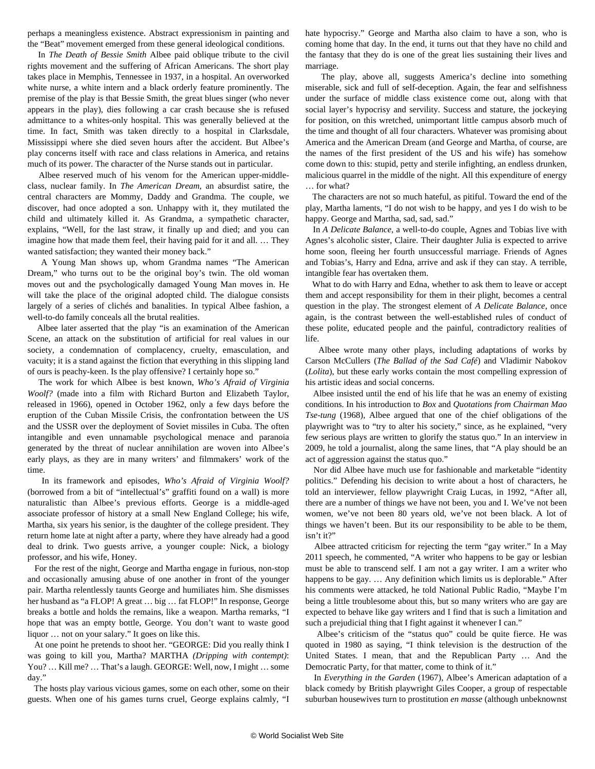perhaps a meaningless existence. Abstract expressionism in painting and the "Beat" movement emerged from these general ideological conditions.

In *The Death of Bessie Smith* Albee paid oblique tribute to the civil rights movement and the suffering of African Americans. The short play takes place in Memphis, Tennessee in 1937, in a hospital. An overworked white nurse, a white intern and a black orderly feature prominently. The premise of the play is that Bessie Smith, the great blues singer (who never appears in the play), dies following a car crash because she is refused admittance to a whites-only hospital. This was generally believed at the time. In fact, Smith was taken directly to a hospital in Clarksdale, Mississippi where she died seven hours after the accident. But Albee's play concerns itself with race and class relations in America, and retains much of its power. The character of the Nurse stands out in particular.

Albee reserved much of his venom for the American upper-middle-class, nuclear family. In *The American Dream*, an absurdist satire, the central characters are Mommy, Daddy and Grandma. The couple, we discover, had once adopted a son. Unhappy with it, they mutilated the child and ultimately killed it. As Grandma, a sympathetic character, explains, "Well, for the last straw, it finally up and died; and you can imagine how that made them feel, their having paid for it and all. … They wanted satisfaction; they wanted their money back."

A Young Man shows up, whom Grandma names "The American Dream," who turns out to be the original boy's twin. The old woman moves out and the psychologically damaged Young Man moves in. He will take the place of the original adopted child. The dialogue consists largely of a series of clichés and banalities. In typical Albee fashion, a well-to-do family conceals all the brutal realities.

Albee later asserted that the play "is an examination of the American Scene, an attack on the substitution of artificial for real values in our society, a condemnation of complacency, cruelty, emasculation, and vacuity; it is a stand against the fiction that everything in this slipping land of ours is peachy-keen. Is the play offensive? I certainly hope so."

The work for which Albee is best known, *Who's Afraid of Virginia Woolf?* (made into a film with Richard Burton and Elizabeth Taylor, released in 1966), opened in October 1962, only a few days before the eruption of the Cuban Missile Crisis, the confrontation between the US and the USSR over the deployment of Soviet missiles in Cuba. The often intangible and even unnamable psychological menace and paranoia generated by the threat of nuclear annihilation are woven into Albee's early plays, as they are in many writers' and filmmakers' work of the time.

In its framework and episodes, *Who's Afraid of Virginia Woolf?* (borrowed from a bit of "intellectual's" graffiti found on a wall) is more naturalistic than Albee's previous efforts. George is a middle-aged associate professor of history at a small New England College; his wife, Martha, six years his senior, is the daughter of the college president. They return home late at night after a party, where they have already had a good deal to drink. Two guests arrive, a younger couple: Nick, a biology professor, and his wife, Honey.

For the rest of the night, George and Martha engage in furious, non-stop and occasionally amusing abuse of one another in front of the younger pair. Martha relentlessly taunts George and humiliates him. She dismisses her husband as "a FLOP! A great … big … fat FLOP!" In response, George breaks a bottle and holds the remains, like a weapon. Martha remarks, "I hope that was an empty bottle, George. You don't want to waste good liquor … not on your salary." It goes on like this.

At one point he pretends to shoot her. "GEORGE: Did you really think I was going to kill you, Martha? MARTHA *(Dripping with contempt)*: You? … Kill me? … That's a laugh. GEORGE: Well, now, I might … some day."

The hosts play various vicious games, some on each other, some on their guests. When one of his games turns cruel, George explains calmly, "I hate hypocrisy." George and Martha also claim to have a son, who is coming home that day. In the end, it turns out that they have no child and the fantasy that they do is one of the great lies sustaining their lives and marriage.

The play, above all, suggests America's decline into something miserable, sick and full of self-deception. Again, the fear and selfishness under the surface of middle class existence come out, along with that social layer's hypocrisy and servility. Success and stature, the jockeying for position, on this wretched, unimportant little campus absorb much of the time and thought of all four characters. Whatever was promising about America and the American Dream (and George and Martha, of course, are the names of the first president of the US and his wife) has somehow come down to this: stupid, petty and sterile infighting, an endless drunken, malicious quarrel in the middle of the night. All this expenditure of energy … for what?

The characters are not so much hateful, as pitiful. Toward the end of the play, Martha laments, "I do not wish to be happy, and yes I do wish to be happy. George and Martha, sad, sad, sad."

In *A Delicate Balance*, a well-to-do couple, Agnes and Tobias live with Agnes's alcoholic sister, Claire. Their daughter Julia is expected to arrive home soon, fleeing her fourth unsuccessful marriage. Friends of Agnes and Tobias's, Harry and Edna, arrive and ask if they can stay. A terrible, intangible fear has overtaken them.

What to do with Harry and Edna, whether to ask them to leave or accept them and accept responsibility for them in their plight, becomes a central question in the play. The strongest element of *A Delicate Balance*, once again, is the contrast between the well-established rules of conduct of these polite, educated people and the painful, contradictory realities of life.

Albee wrote many other plays, including adaptations of works by Carson McCullers (*The Ballad of the Sad Café*) and Vladimir Nabokov (*Lolita*), but these early works contain the most compelling expression of his artistic ideas and social concerns.

Albee insisted until the end of his life that he was an enemy of existing conditions. In his introduction to *Box* and *Quotations from Chairman Mao Tse-tung* (1968), Albee argued that one of the chief obligations of the playwright was to "try to alter his society," since, as he explained, "very few serious plays are written to glorify the status quo." In an interview in 2009, he told a journalist, along the same lines, that "A play should be an act of aggression against the status quo."

Nor did Albee have much use for fashionable and marketable "identity politics." Defending his decision to write about a host of characters, he told an interviewer, fellow playwright Craig Lucas, in 1992, "After all, there are a number of things we have not been, you and I. We've not been women, we've not been 80 years old, we've not been black. A lot of things we haven't been. But its our responsibility to be able to be them, isn't it?"

Albee attracted criticism for rejecting the term "gay writer." In a May 2011 speech, he commented, "A writer who happens to be gay or lesbian must be able to transcend self. I am not a gay writer. I am a writer who happens to be gay. … Any definition which limits us is deplorable." After his comments were attacked, he told National Public Radio, "Maybe I'm being a little troublesome about this, but so many writers who are gay are expected to behave like gay writers and I find that is such a limitation and such a prejudicial thing that I fight against it whenever I can."

Albee's criticism of the "status quo" could be quite fierce. He was quoted in 1980 as saying, "I think television is the destruction of the United States. I mean, that and the Republican Party … And the Democratic Party, for that matter, come to think of it."

In *Everything in the Garden* (1967), Albee's American adaptation of a black comedy by British playwright Giles Cooper, a group of respectable suburban housewives turn to prostitution *en masse* (although unbeknownst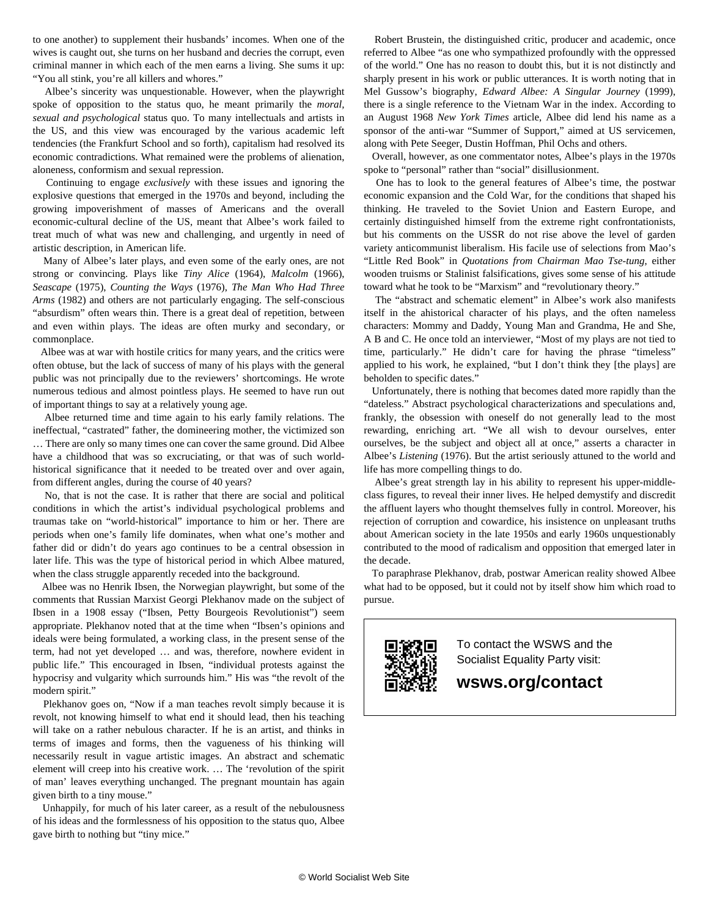to one another) to supplement their husbands' incomes. When one of the wives is caught out, she turns on her husband and decries the corrupt, even criminal manner in which each of the men earns a living. She sums it up: "You all stink, you're all killers and whores."

Albee's sincerity was unquestionable. However, when the playwright spoke of opposition to the status quo, he meant primarily the *moral, sexual and psychological* status quo. To many intellectuals and artists in the US, and this view was encouraged by the various academic left tendencies (the Frankfurt School and so forth), capitalism had resolved its economic contradictions. What remained were the problems of alienation, aloneness, conformism and sexual repression.

Continuing to engage *exclusively* with these issues and ignoring the explosive questions that emerged in the 1970s and beyond, including the growing impoverishment of masses of Americans and the overall economic-cultural decline of the US, meant that Albee's work failed to treat much of what was new and challenging, and urgently in need of artistic description, in American life.

Many of Albee's later plays, and even some of the early ones, are not strong or convincing. Plays like *Tiny Alice* (1964), *Malcolm* (1966), *Seascape* (1975), *Counting the Ways* (1976), *The Man Who Had Three Arms* (1982) and others are not particularly engaging. The self-conscious "absurdism" often wears thin. There is a great deal of repetition, between and even within plays. The ideas are often murky and secondary, or commonplace.

Albee was at war with hostile critics for many years, and the critics were often obtuse, but the lack of success of many of his plays with the general public was not principally due to the reviewers' shortcomings. He wrote numerous tedious and almost pointless plays. He seemed to have run out of important things to say at a relatively young age.

Albee returned time and time again to his early family relations. The ineffectual, "castrated" father, the domineering mother, the victimized son … There are only so many times one can cover the same ground. Did Albee have a childhood that was so excruciating, or that was of such world-historical significance that it needed to be treated over and over again, from different angles, during the course of 40 years?

No, that is not the case. It is rather that there are social and political conditions in which the artist's individual psychological problems and traumas take on "world-historical" importance to him or her. There are periods when one's family life dominates, when what one's mother and father did or didn't do years ago continues to be a central obsession in later life. This was the type of historical period in which Albee matured, when the class struggle apparently receded into the background.

Albee was no Henrik Ibsen, the Norwegian playwright, but some of the comments that Russian Marxist Georgi Plekhanov made on the subject of Ibsen in a 1908 essay ("Ibsen, Petty Bourgeois Revolutionist") seem appropriate. Plekhanov noted that at the time when "Ibsen's opinions and ideals were being formulated, a working class, in the present sense of the term, had not yet developed … and was, therefore, nowhere evident in public life." This encouraged in Ibsen, "individual protests against the hypocrisy and vulgarity which surrounds him." His was "the revolt of the modern spirit."

Plekhanov goes on, "Now if a man teaches revolt simply because it is revolt, not knowing himself to what end it should lead, then his teaching will take on a rather nebulous character. If he is an artist, and thinks in terms of images and forms, then the vagueness of his thinking will necessarily result in vague artistic images. An abstract and schematic element will creep into his creative work. … The 'revolution of the spirit of man' leaves everything unchanged. The pregnant mountain has again given birth to a tiny mouse."

Unhappily, for much of his later career, as a result of the nebulousness of his ideas and the formlessness of his opposition to the status quo, Albee gave birth to nothing but "tiny mice."

Robert Brustein, the distinguished critic, producer and academic, once referred to Albee "as one who sympathized profoundly with the oppressed of the world." One has no reason to doubt this, but it is not distinctly and sharply present in his work or public utterances. It is worth noting that in Mel Gussow's biography, *Edward Albee: A Singular Journey* (1999), there is a single reference to the Vietnam War in the index. According to an August 1968 *New York Times* article, Albee did lend his name as a sponsor of the anti-war "Summer of Support," aimed at US servicemen, along with Pete Seeger, Dustin Hoffman, Phil Ochs and others.

Overall, however, as one commentator notes, Albee's plays in the 1970s spoke to "personal" rather than "social" disillusionment.

One has to look to the general features of Albee's time, the postwar economic expansion and the Cold War, for the conditions that shaped his thinking. He traveled to the Soviet Union and Eastern Europe, and certainly distinguished himself from the extreme right confrontationists, but his comments on the USSR do not rise above the level of garden variety anticommunist liberalism. His facile use of selections from Mao's "Little Red Book" in *Quotations from Chairman Mao Tse-tung*, either wooden truisms or Stalinist falsifications, gives some sense of his attitude toward what he took to be "Marxism" and "revolutionary theory."

The "abstract and schematic element" in Albee's work also manifests itself in the ahistorical character of his plays, and the often nameless characters: Mommy and Daddy, Young Man and Grandma, He and She, A B and C. He once told an interviewer, "Most of my plays are not tied to time, particularly." He didn't care for having the phrase "timeless" applied to his work, he explained, "but I don't think they [the plays] are beholden to specific dates."

Unfortunately, there is nothing that becomes dated more rapidly than the "dateless." Abstract psychological characterizations and speculations and, frankly, the obsession with oneself do not generally lead to the most rewarding, enriching art. "We all wish to devour ourselves, enter ourselves, be the subject and object all at once," asserts a character in Albee's *Listening* (1976). But the artist seriously attuned to the world and life has more compelling things to do.

Albee's great strength lay in his ability to represent his upper-middle-class figures, to reveal their inner lives. He helped demystify and discredit the affluent layers who thought themselves fully in control. Moreover, his rejection of corruption and cowardice, his insistence on unpleasant truths about American society in the late 1950s and early 1960s unquestionably contributed to the mood of radicalism and opposition that emerged later in the decade.

To paraphrase Plekhanov, drab, postwar American reality showed Albee what had to be opposed, but it could not by itself show him which road to pursue.

To contact the WSWS and the Socialist Equality Party visit:

**wsws.org/contact**